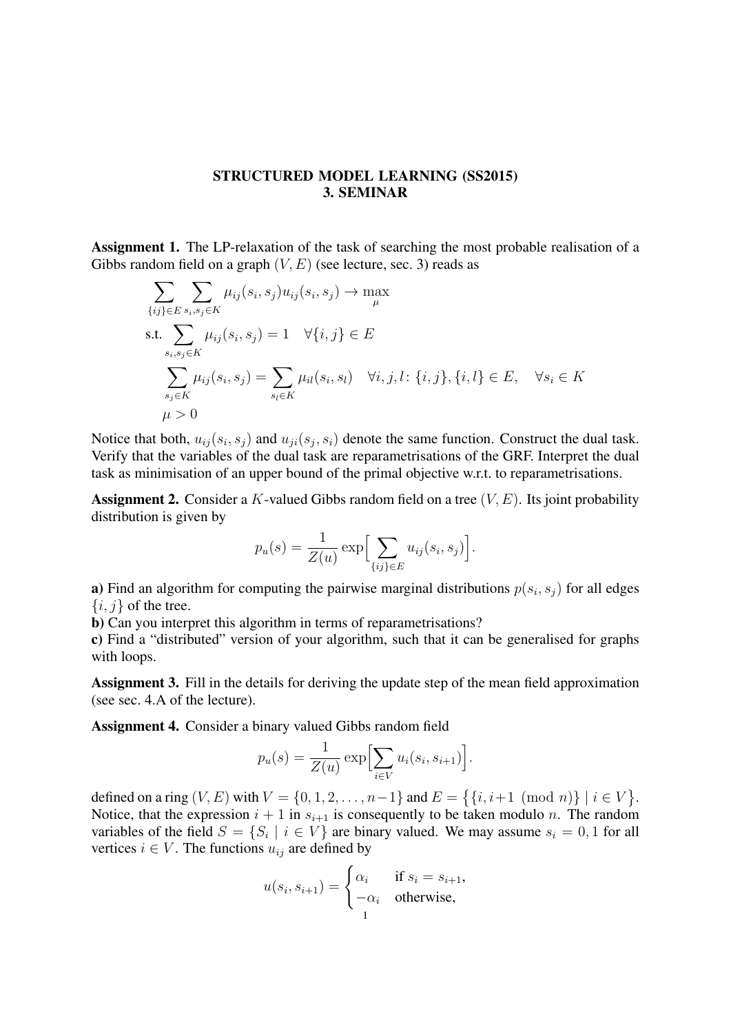**STRUCTURED MODEL LEARNING (SS2015)**
**3. SEMINAR**

**Assignment 1.** The LP-relaxation of the task of searching the most probable realisation of a Gibbs random field on a graph $(V, E)$ (see lecture, sec. 3) reads as

$$
\begin{aligned}
&\sum_{\{ij\}\in E} \sum_{s_i, s_j \in K} \mu_{ij}(s_i, s_j) u_{ij}(s_i, s_j) \to \max_{\mu} \\
&\text{s.t.} \sum_{s_i, s_j \in K} \mu_{ij}(s_i, s_j) = 1 \quad \forall \{i, j\} \in E \\
&\quad \sum_{s_j \in K} \mu_{ij}(s_i, s_j) = \sum_{s_l \in K} \mu_{il}(s_i, s_l) \quad \forall i, j, l \colon \{i, j\}, \{i, l\} \in E, \quad \forall s_i \in K \\
&\quad \mu > 0
\end{aligned}
$$

Notice that both, $u_{ij}(s_i, s_j)$ and $u_{ji}(s_j, s_i)$ denote the same function. Construct the dual task. Verify that the variables of the dual task are reparametrisations of the GRF. Interpret the dual task as minimisation of an upper bound of the primal objective w.r.t. to reparametrisations.

**Assignment 2.** Consider a $K$-valued Gibbs random field on a tree $(V, E)$. Its joint probability distribution is given by

$$
p_u(s) = \frac{1}{Z(u)} \exp\Big[ \sum_{\{ij\}\in E} u_{ij}(s_i, s_j) \Big].
$$

**a)** Find an algorithm for computing the pairwise marginal distributions $p(s_i, s_j)$ for all edges $\{i, j\}$ of the tree.
**b)** Can you interpret this algorithm in terms of reparametrisations?
**c)** Find a "distributed" version of your algorithm, such that it can be generalised for graphs with loops.

**Assignment 3.** Fill in the details for deriving the update step of the mean field approximation (see sec. 4.A of the lecture).

**Assignment 4.** Consider a binary valued Gibbs random field

$$
p_u(s) = \frac{1}{Z(u)} \exp\Big[ \sum_{i \in V} u_i(s_i, s_{i+1}) \Big].
$$

defined on a ring $(V, E)$ with $V = \{0, 1, 2, \ldots, n-1\}$ and $E = \big\{ \{i, i+1 \pmod{n}\} \mid i \in V \big\}$. Notice, that the expression $i + 1$ in $s_{i+1}$ is consequently to be taken modulo $n$. The random variables of the field $S = \{S_i \mid i \in V\}$ are binary valued. We may assume $s_i = 0, 1$ for all vertices $i \in V$. The functions $u_{ij}$ are defined by

$$
u(s_i, s_{i+1}) = \begin{cases} \alpha_i & \text{if } s_i = s_{i+1}, \\ -\alpha_i & \text{otherwise,} \end{cases}
$$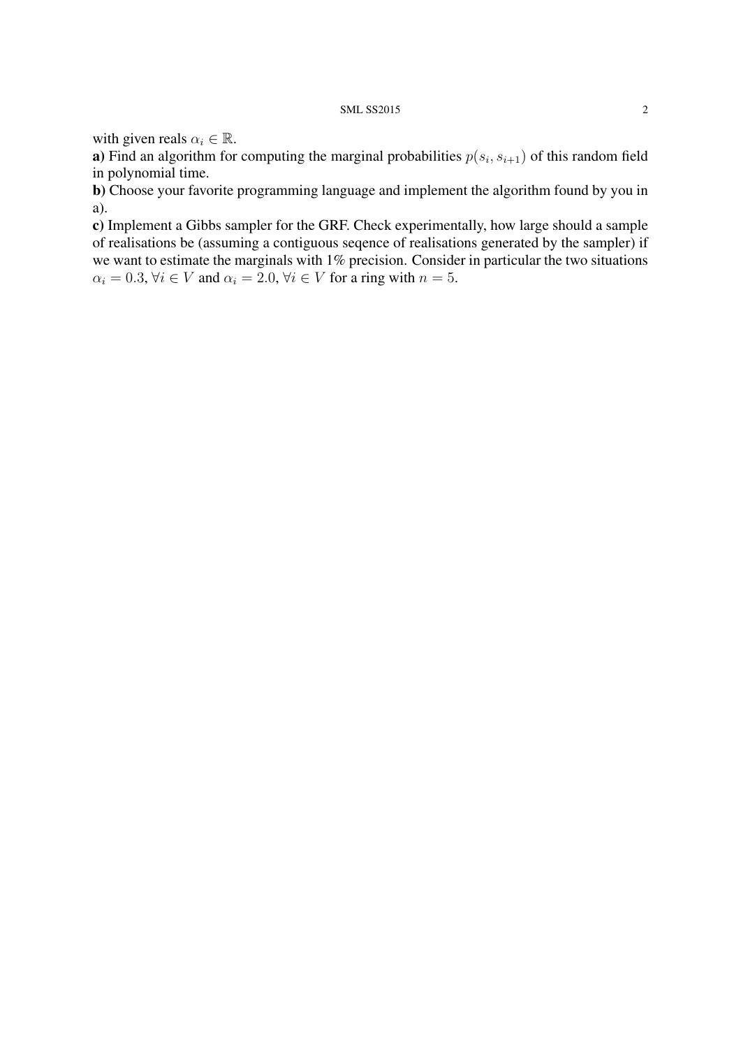with given reals $\alpha_i \in \mathbb{R}$.

**a)** Find an algorithm for computing the marginal probabilities $p(s_i, s_{i+1})$ of this random field in polynomial time.

**b)** Choose your favorite programming language and implement the algorithm found by you in a).

**c)** Implement a Gibbs sampler for the GRF. Check experimentally, how large should a sample of realisations be (assuming a contiguous seqence of realisations generated by the sampler) if we want to estimate the marginals with 1% precision. Consider in particular the two situations $\alpha_i = 0.3, \forall i \in V$ and $\alpha_i = 2.0, \forall i \in V$ for a ring with $n = 5$.